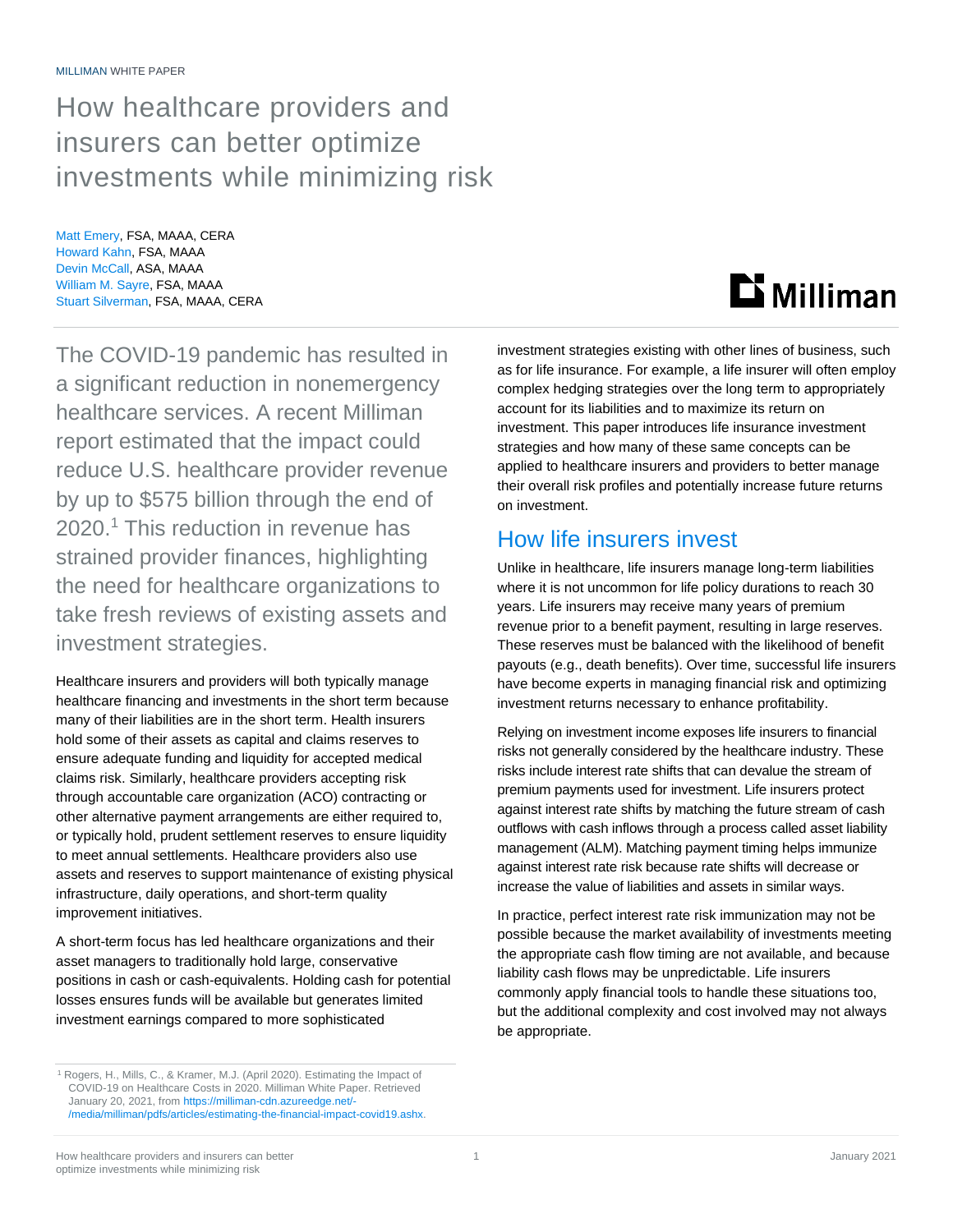MILLIMAN WHITE PAPER

# How healthcare providers and insurers can better optimize investments while minimizing risk

Matt Emery, FSA, MAAA, CERA
Howard Kahn, FSA, MAAA
Devin McCall, ASA, MAAA
William M. Sayre, FSA, MAAA
Stuart Silverman, FSA, MAAA, CERA

The COVID-19 pandemic has resulted in a significant reduction in nonemergency healthcare services. A recent Milliman report estimated that the impact could reduce U.S. healthcare provider revenue by up to $575 billion through the end of 2020.[1] This reduction in revenue has strained provider finances, highlighting the need for healthcare organizations to take fresh reviews of existing assets and investment strategies.

Healthcare insurers and providers will both typically manage healthcare financing and investments in the short term because many of their liabilities are in the short term. Health insurers hold some of their assets as capital and claims reserves to ensure adequate funding and liquidity for accepted medical claims risk. Similarly, healthcare providers accepting risk through accountable care organization (ACO) contracting or other alternative payment arrangements are either required to, or typically hold, prudent settlement reserves to ensure liquidity to meet annual settlements. Healthcare providers also use assets and reserves to support maintenance of existing physical infrastructure, daily operations, and short-term quality improvement initiatives.

A short-term focus has led healthcare organizations and their asset managers to traditionally hold large, conservative positions in cash or cash-equivalents. Holding cash for potential losses ensures funds will be available but generates limited investment earnings compared to more sophisticated investment strategies existing with other lines of business, such as for life insurance. For example, a life insurer will often employ complex hedging strategies over the long term to appropriately account for its liabilities and to maximize its return on investment. This paper introduces life insurance investment strategies and how many of these same concepts can be applied to healthcare insurers and providers to better manage their overall risk profiles and potentially increase future returns on investment.

## How life insurers invest

Unlike in healthcare, life insurers manage long-term liabilities where it is not uncommon for life policy durations to reach 30 years. Life insurers may receive many years of premium revenue prior to a benefit payment, resulting in large reserves. These reserves must be balanced with the likelihood of benefit payouts (e.g., death benefits). Over time, successful life insurers have become experts in managing financial risk and optimizing investment returns necessary to enhance profitability.

Relying on investment income exposes life insurers to financial risks not generally considered by the healthcare industry. These risks include interest rate shifts that can devalue the stream of premium payments used for investment. Life insurers protect against interest rate shifts by matching the future stream of cash outflows with cash inflows through a process called asset liability management (ALM). Matching payment timing helps immunize against interest rate risk because rate shifts will decrease or increase the value of liabilities and assets in similar ways.

In practice, perfect interest rate risk immunization may not be possible because the market availability of investments meeting the appropriate cash flow timing are not available, and because liability cash flows may be unpredictable. Life insurers commonly apply financial tools to handle these situations too, but the additional complexity and cost involved may not always be appropriate.

[1] Rogers, H., Mills, C., & Kramer, M.J. (April 2020). Estimating the Impact of COVID-19 on Healthcare Costs in 2020. Milliman White Paper. Retrieved January 20, 2021, from https://milliman-cdn.azureedge.net/-/media/milliman/pdfs/articles/estimating-the-financial-impact-covid19.ashx.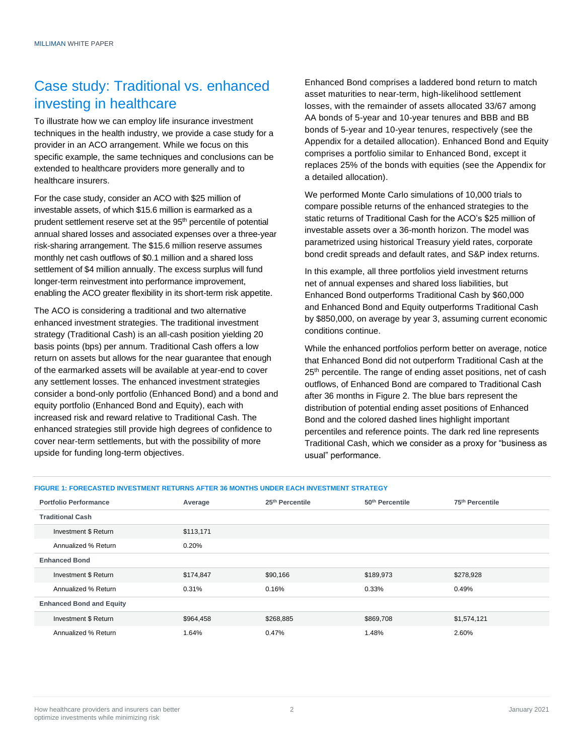## Case study: Traditional vs. enhanced investing in healthcare

To illustrate how we can employ life insurance investment techniques in the health industry, we provide a case study for a provider in an ACO arrangement. While we focus on this specific example, the same techniques and conclusions can be extended to healthcare providers more generally and to healthcare insurers.

For the case study, consider an ACO with $25 million of investable assets, of which $15.6 million is earmarked as a prudent settlement reserve set at the 95th percentile of potential annual shared losses and associated expenses over a three-year risk-sharing arrangement. The $15.6 million reserve assumes monthly net cash outflows of $0.1 million and a shared loss settlement of $4 million annually. The excess surplus will fund longer-term reinvestment into performance improvement, enabling the ACO greater flexibility in its short-term risk appetite.

The ACO is considering a traditional and two alternative enhanced investment strategies. The traditional investment strategy (Traditional Cash) is an all-cash position yielding 20 basis points (bps) per annum. Traditional Cash offers a low return on assets but allows for the near guarantee that enough of the earmarked assets will be available at year-end to cover any settlement losses. The enhanced investment strategies consider a bond-only portfolio (Enhanced Bond) and a bond and equity portfolio (Enhanced Bond and Equity), each with increased risk and reward relative to Traditional Cash. The enhanced strategies still provide high degrees of confidence to cover near-term settlements, but with the possibility of more upside for funding long-term objectives.

Enhanced Bond comprises a laddered bond return to match asset maturities to near-term, high-likelihood settlement losses, with the remainder of assets allocated 33/67 among AA bonds of 5-year and 10-year tenures and BBB and BB bonds of 5-year and 10-year tenures, respectively (see the Appendix for a detailed allocation). Enhanced Bond and Equity comprises a portfolio similar to Enhanced Bond, except it replaces 25% of the bonds with equities (see the Appendix for a detailed allocation).

We performed Monte Carlo simulations of 10,000 trials to compare possible returns of the enhanced strategies to the static returns of Traditional Cash for the ACO's $25 million of investable assets over a 36-month horizon. The model was parametrized using historical Treasury yield rates, corporate bond credit spreads and default rates, and S&P index returns.

In this example, all three portfolios yield investment returns net of annual expenses and shared loss liabilities, but Enhanced Bond outperforms Traditional Cash by $60,000 and Enhanced Bond and Equity outperforms Traditional Cash by $850,000, on average by year 3, assuming current economic conditions continue.

While the enhanced portfolios perform better on average, notice that Enhanced Bond did not outperform Traditional Cash at the 25th percentile. The range of ending asset positions, net of cash outflows, of Enhanced Bond are compared to Traditional Cash after 36 months in Figure 2. The blue bars represent the distribution of potential ending asset positions of Enhanced Bond and the colored dashed lines highlight important percentiles and reference points. The dark red line represents Traditional Cash, which we consider as a proxy for "business as usual" performance.

**FIGURE 1: FORECASTED INVESTMENT RETURNS AFTER 36 MONTHS UNDER EACH INVESTMENT STRATEGY**

| Portfolio Performance | Average | 25th Percentile | 50th Percentile | 75th Percentile |
|---|---|---|---|---|
| **Traditional Cash** | | | | |
| Investment $ Return | $113,171 | | | |
| Annualized % Return | 0.20% | | | |
| **Enhanced Bond** | | | | |
| Investment $ Return | $174,847 | $90,166 | $189,973 | $278,928 |
| Annualized % Return | 0.31% | 0.16% | 0.33% | 0.49% |
| **Enhanced Bond and Equity** | | | | |
| Investment $ Return | $964,458 | $268,885 | $869,708 | $1,574,121 |
| Annualized % Return | 1.64% | 0.47% | 1.48% | 2.60% |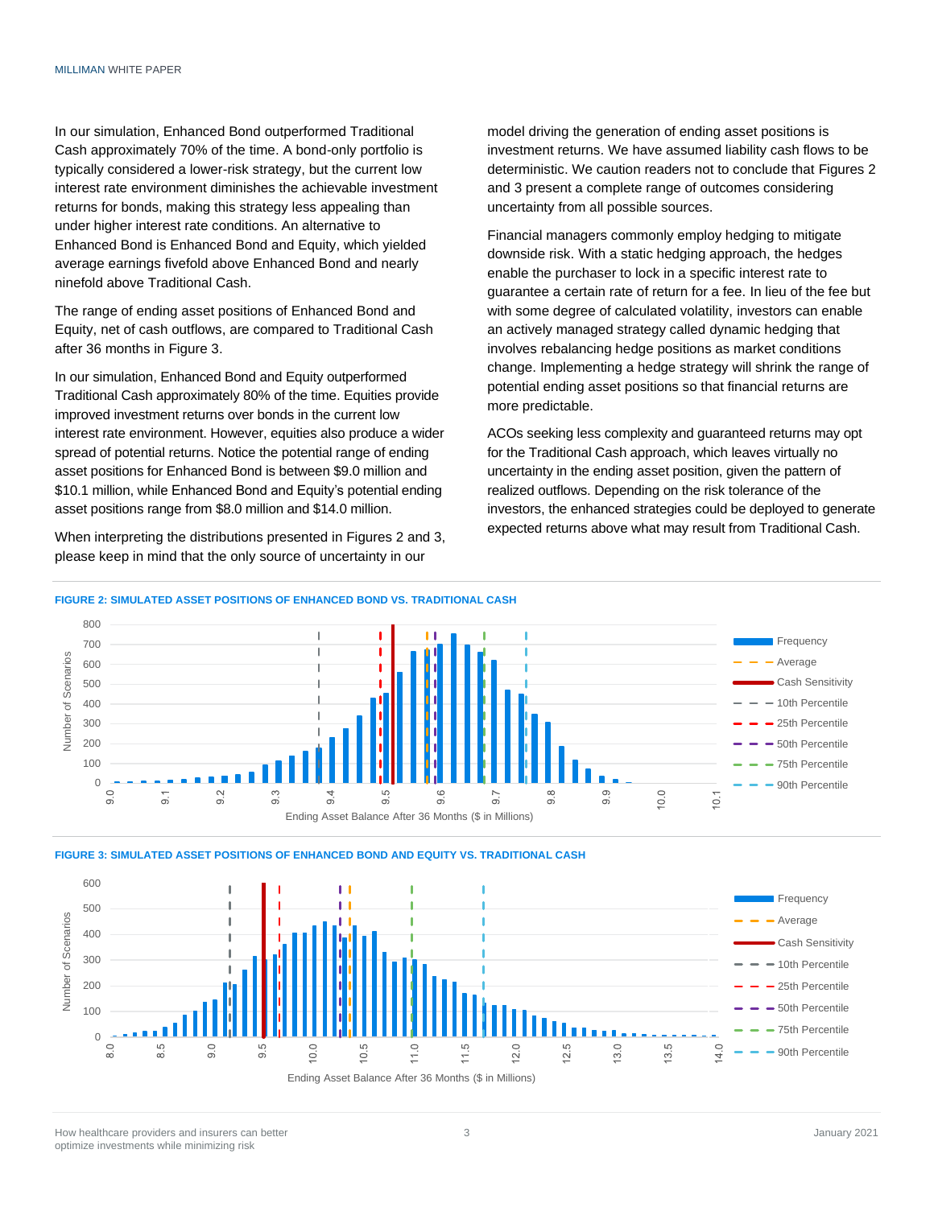In our simulation, Enhanced Bond outperformed Traditional Cash approximately 70% of the time. A bond-only portfolio is typically considered a lower-risk strategy, but the current low interest rate environment diminishes the achievable investment returns for bonds, making this strategy less appealing than under higher interest rate conditions. An alternative to Enhanced Bond is Enhanced Bond and Equity, which yielded average earnings fivefold above Enhanced Bond and nearly ninefold above Traditional Cash.

The range of ending asset positions of Enhanced Bond and Equity, net of cash outflows, are compared to Traditional Cash after 36 months in Figure 3.

In our simulation, Enhanced Bond and Equity outperformed Traditional Cash approximately 80% of the time. Equities provide improved investment returns over bonds in the current low interest rate environment. However, equities also produce a wider spread of potential returns. Notice the potential range of ending asset positions for Enhanced Bond is between $9.0 million and $10.1 million, while Enhanced Bond and Equity's potential ending asset positions range from $8.0 million and $14.0 million.

When interpreting the distributions presented in Figures 2 and 3, please keep in mind that the only source of uncertainty in our model driving the generation of ending asset positions is investment returns. We have assumed liability cash flows to be deterministic. We caution readers not to conclude that Figures 2 and 3 present a complete range of outcomes considering uncertainty from all possible sources.

Financial managers commonly employ hedging to mitigate downside risk. With a static hedging approach, the hedges enable the purchaser to lock in a specific interest rate to guarantee a certain rate of return for a fee. In lieu of the fee but with some degree of calculated volatility, investors can enable an actively managed strategy called dynamic hedging that involves rebalancing hedge positions as market conditions change. Implementing a hedge strategy will shrink the range of potential ending asset positions so that financial returns are more predictable.

ACOs seeking less complexity and guaranteed returns may opt for the Traditional Cash approach, which leaves virtually no uncertainty in the ending asset position, given the pattern of realized outflows. Depending on the risk tolerance of the investors, the enhanced strategies could be deployed to generate expected returns above what may result from Traditional Cash.

**FIGURE 2: SIMULATED ASSET POSITIONS OF ENHANCED BOND VS. TRADITIONAL CASH**

**FIGURE 3: SIMULATED ASSET POSITIONS OF ENHANCED BOND AND EQUITY VS. TRADITIONAL CASH**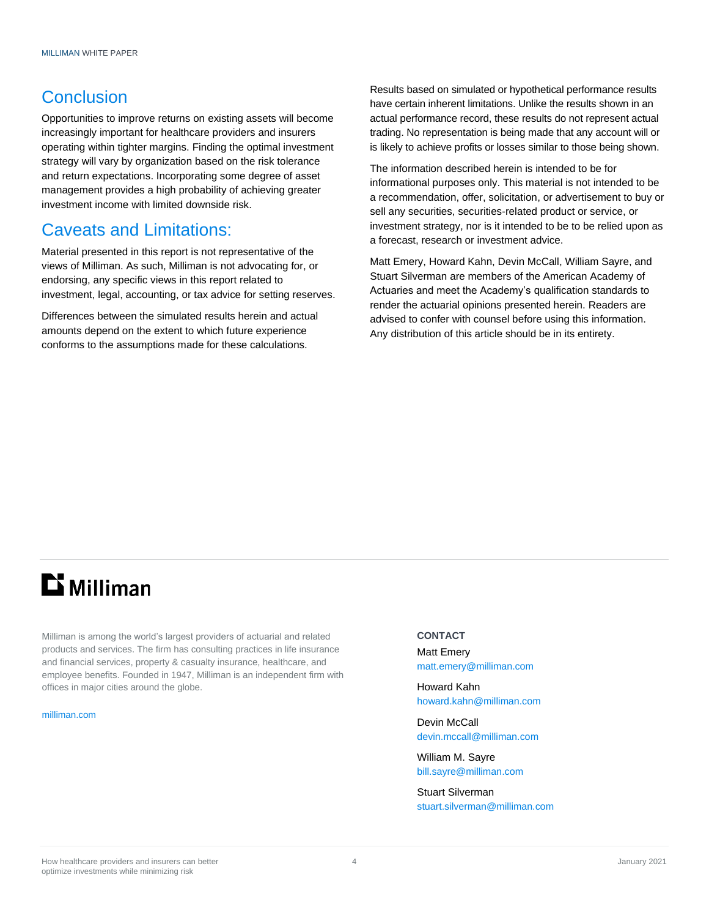## Conclusion

Opportunities to improve returns on existing assets will become increasingly important for healthcare providers and insurers operating within tighter margins. Finding the optimal investment strategy will vary by organization based on the risk tolerance and return expectations. Incorporating some degree of asset management provides a high probability of achieving greater investment income with limited downside risk.

## Caveats and Limitations:

Material presented in this report is not representative of the views of Milliman. As such, Milliman is not advocating for, or endorsing, any specific views in this report related to investment, legal, accounting, or tax advice for setting reserves.

Differences between the simulated results herein and actual amounts depend on the extent to which future experience conforms to the assumptions made for these calculations.

Results based on simulated or hypothetical performance results have certain inherent limitations. Unlike the results shown in an actual performance record, these results do not represent actual trading. No representation is being made that any account will or is likely to achieve profits or losses similar to those being shown.

The information described herein is intended to be for informational purposes only. This material is not intended to be a recommendation, offer, solicitation, or advertisement to buy or sell any securities, securities-related product or service, or investment strategy, nor is it intended to be relied upon as a forecast, research or investment advice.

Matt Emery, Howard Kahn, Devin McCall, William Sayre, and Stuart Silverman are members of the American Academy of Actuaries and meet the Academy's qualification standards to render the actuarial opinions presented herein. Readers are advised to confer with counsel before using this information. Any distribution of this article should be in its entirety.

---

**Milliman**

Milliman is among the world's largest providers of actuarial and related products and services. The firm has consulting practices in life insurance and financial services, property & casualty insurance, healthcare, and employee benefits. Founded in 1947, Milliman is an independent firm with offices in major cities around the globe.

milliman.com

**CONTACT**

Matt Emery
matt.emery@milliman.com

Howard Kahn
howard.kahn@milliman.com

Devin McCall
devin.mccall@milliman.com

William M. Sayre
bill.sayre@milliman.com

Stuart Silverman
stuart.silverman@milliman.com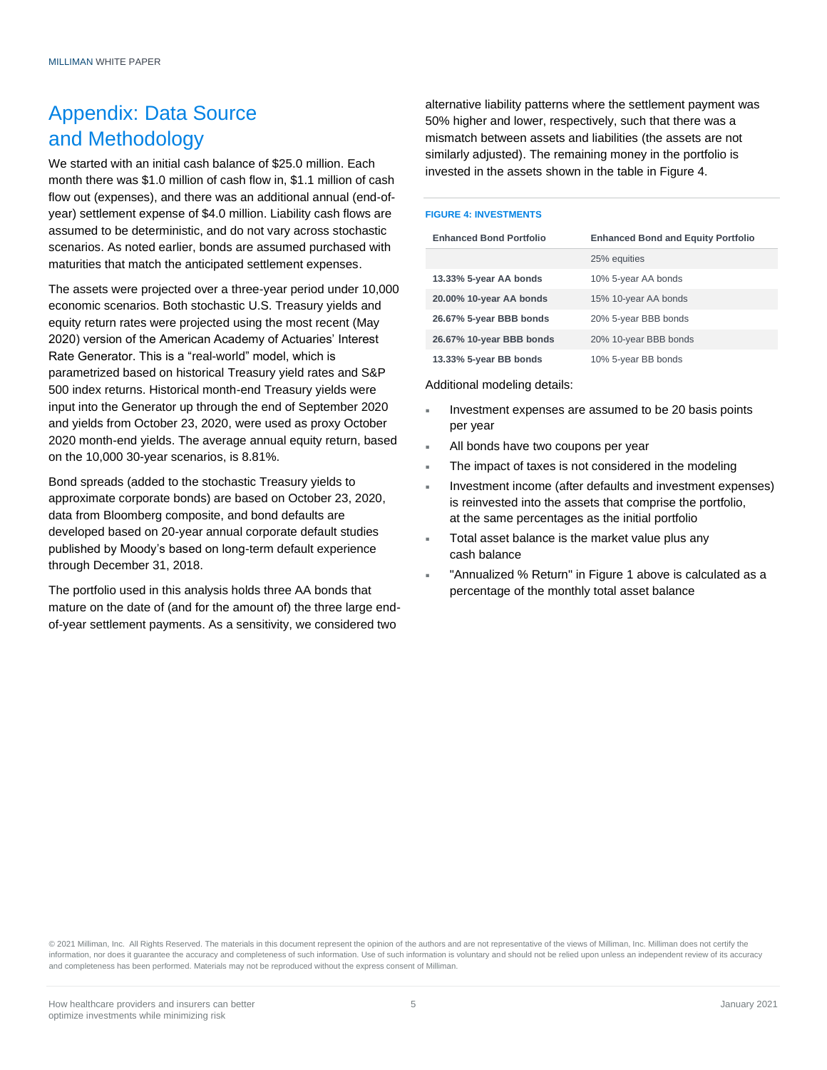# Appendix: Data Source and Methodology

We started with an initial cash balance of $25.0 million. Each month there was $1.0 million of cash flow in, $1.1 million of cash flow out (expenses), and there was an additional annual (end-of-year) settlement expense of $4.0 million. Liability cash flows are assumed to be deterministic, and do not vary across stochastic scenarios. As noted earlier, bonds are assumed purchased with maturities that match the anticipated settlement expenses.

The assets were projected over a three-year period under 10,000 economic scenarios. Both stochastic U.S. Treasury yields and equity return rates were projected using the most recent (May 2020) version of the American Academy of Actuaries' Interest Rate Generator. This is a "real-world" model, which is parametrized based on historical Treasury yield rates and S&P 500 index returns. Historical month-end Treasury yields were input into the Generator up through the end of September 2020 and yields from October 23, 2020, were used as proxy October 2020 month-end yields. The average annual equity return, based on the 10,000 30-year scenarios, is 8.81%.

Bond spreads (added to the stochastic Treasury yields to approximate corporate bonds) are based on October 23, 2020, data from Bloomberg composite, and bond defaults are developed based on 20-year annual corporate default studies published by Moody's based on long-term default experience through December 31, 2018.

The portfolio used in this analysis holds three AA bonds that mature on the date of (and for the amount of) the three large end-of-year settlement payments. As a sensitivity, we considered two alternative liability patterns where the settlement payment was 50% higher and lower, respectively, such that there was a mismatch between assets and liabilities (the assets are not similarly adjusted). The remaining money in the portfolio is invested in the assets shown in the table in Figure 4.

**FIGURE 4: INVESTMENTS**

| Enhanced Bond Portfolio | Enhanced Bond and Equity Portfolio |
|---|---|
| | 25% equities |
| **13.33% 5-year AA bonds** | 10% 5-year AA bonds |
| **20.00% 10-year AA bonds** | 15% 10-year AA bonds |
| **26.67% 5-year BBB bonds** | 20% 5-year BBB bonds |
| **26.67% 10-year BBB bonds** | 20% 10-year BBB bonds |
| **13.33% 5-year BB bonds** | 10% 5-year BB bonds |

Additional modeling details:

- Investment expenses are assumed to be 20 basis points per year
- All bonds have two coupons per year
- The impact of taxes is not considered in the modeling
- Investment income (after defaults and investment expenses) is reinvested into the assets that comprise the portfolio, at the same percentages as the initial portfolio
- Total asset balance is the market value plus any cash balance
- "Annualized % Return" in Figure 1 above is calculated as a percentage of the monthly total asset balance

© 2021 Milliman, Inc. All Rights Reserved. The materials in this document represent the opinion of the authors and are not representative of the views of Milliman, Inc. Milliman does not certify the information, nor does it guarantee the accuracy and completeness of such information. Use of such information is voluntary and should not be relied upon unless an independent review of its accuracy and completeness has been performed. Materials may not be reproduced without the express consent of Milliman.